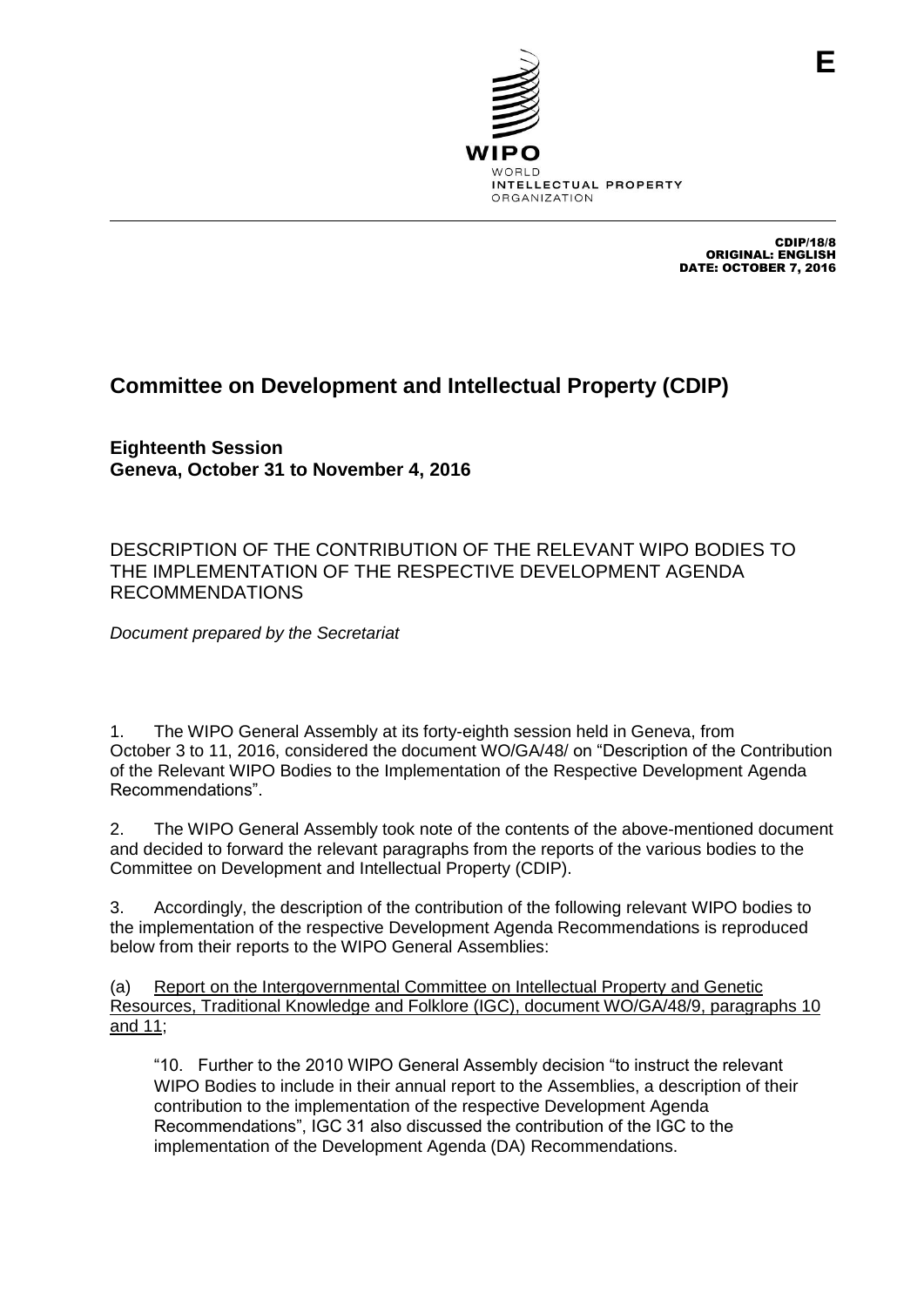E

WIPO
WORLD
INTELLECTUAL PROPERTY
ORGANIZATION

CDIP/18/8
ORIGINAL: ENGLISH
DATE: OCTOBER 7, 2016

# Committee on Development and Intellectual Property (CDIP)

**Eighteenth Session**
**Geneva, October 31 to November 4, 2016**

## DESCRIPTION OF THE CONTRIBUTION OF THE RELEVANT WIPO BODIES TO THE IMPLEMENTATION OF THE RESPECTIVE DEVELOPMENT AGENDA RECOMMENDATIONS

*Document prepared by the Secretariat*

1. The WIPO General Assembly at its forty-eighth session held in Geneva, from October 3 to 11, 2016, considered the document WO/GA/48/ on "Description of the Contribution of the Relevant WIPO Bodies to the Implementation of the Respective Development Agenda Recommendations".

2. The WIPO General Assembly took note of the contents of the above-mentioned document and decided to forward the relevant paragraphs from the reports of the various bodies to the Committee on Development and Intellectual Property (CDIP).

3. Accordingly, the description of the contribution of the following relevant WIPO bodies to the implementation of the respective Development Agenda Recommendations is reproduced below from their reports to the WIPO General Assemblies:

(a) Report on the Intergovernmental Committee on Intellectual Property and Genetic Resources, Traditional Knowledge and Folklore (IGC), document WO/GA/48/9, paragraphs 10 and 11;

> "10. Further to the 2010 WIPO General Assembly decision "to instruct the relevant WIPO Bodies to include in their annual report to the Assemblies, a description of their contribution to the implementation of the respective Development Agenda Recommendations", IGC 31 also discussed the contribution of the IGC to the implementation of the Development Agenda (DA) Recommendations.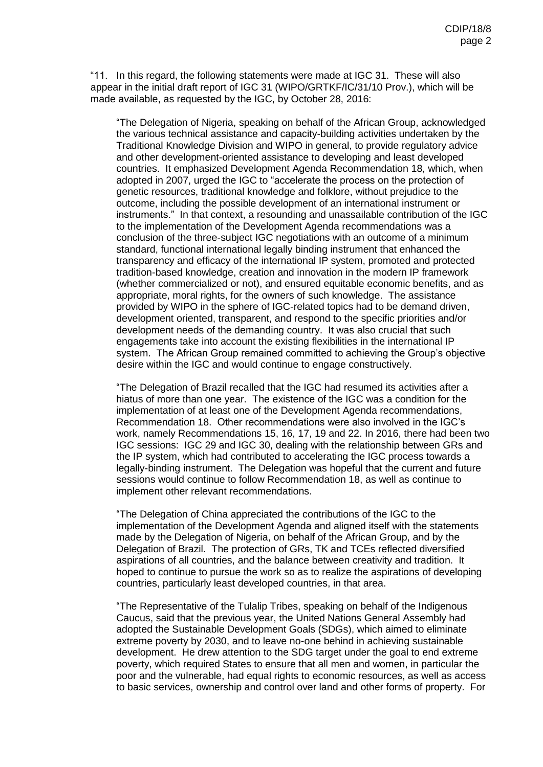"11. In this regard, the following statements were made at IGC 31. These will also appear in the initial draft report of IGC 31 (WIPO/GRTKF/IC/31/10 Prov.), which will be made available, as requested by the IGC, by October 28, 2016:

"The Delegation of Nigeria, speaking on behalf of the African Group, acknowledged the various technical assistance and capacity-building activities undertaken by the Traditional Knowledge Division and WIPO in general, to provide regulatory advice and other development-oriented assistance to developing and least developed countries. It emphasized Development Agenda Recommendation 18, which, when adopted in 2007, urged the IGC to "accelerate the process on the protection of genetic resources, traditional knowledge and folklore, without prejudice to the outcome, including the possible development of an international instrument or instruments." In that context, a resounding and unassailable contribution of the IGC to the implementation of the Development Agenda recommendations was a conclusion of the three-subject IGC negotiations with an outcome of a minimum standard, functional international legally binding instrument that enhanced the transparency and efficacy of the international IP system, promoted and protected tradition-based knowledge, creation and innovation in the modern IP framework (whether commercialized or not), and ensured equitable economic benefits, and as appropriate, moral rights, for the owners of such knowledge. The assistance provided by WIPO in the sphere of IGC-related topics had to be demand driven, development oriented, transparent, and respond to the specific priorities and/or development needs of the demanding country. It was also crucial that such engagements take into account the existing flexibilities in the international IP system. The African Group remained committed to achieving the Group's objective desire within the IGC and would continue to engage constructively.

"The Delegation of Brazil recalled that the IGC had resumed its activities after a hiatus of more than one year. The existence of the IGC was a condition for the implementation of at least one of the Development Agenda recommendations, Recommendation 18. Other recommendations were also involved in the IGC's work, namely Recommendations 15, 16, 17, 19 and 22. In 2016, there had been two IGC sessions: IGC 29 and IGC 30, dealing with the relationship between GRs and the IP system, which had contributed to accelerating the IGC process towards a legally-binding instrument. The Delegation was hopeful that the current and future sessions would continue to follow Recommendation 18, as well as continue to implement other relevant recommendations.

"The Delegation of China appreciated the contributions of the IGC to the implementation of the Development Agenda and aligned itself with the statements made by the Delegation of Nigeria, on behalf of the African Group, and by the Delegation of Brazil. The protection of GRs, TK and TCEs reflected diversified aspirations of all countries, and the balance between creativity and tradition. It hoped to continue to pursue the work so as to realize the aspirations of developing countries, particularly least developed countries, in that area.

"The Representative of the Tulalip Tribes, speaking on behalf of the Indigenous Caucus, said that the previous year, the United Nations General Assembly had adopted the Sustainable Development Goals (SDGs), which aimed to eliminate extreme poverty by 2030, and to leave no-one behind in achieving sustainable development. He drew attention to the SDG target under the goal to end extreme poverty, which required States to ensure that all men and women, in particular the poor and the vulnerable, had equal rights to economic resources, as well as access to basic services, ownership and control over land and other forms of property. For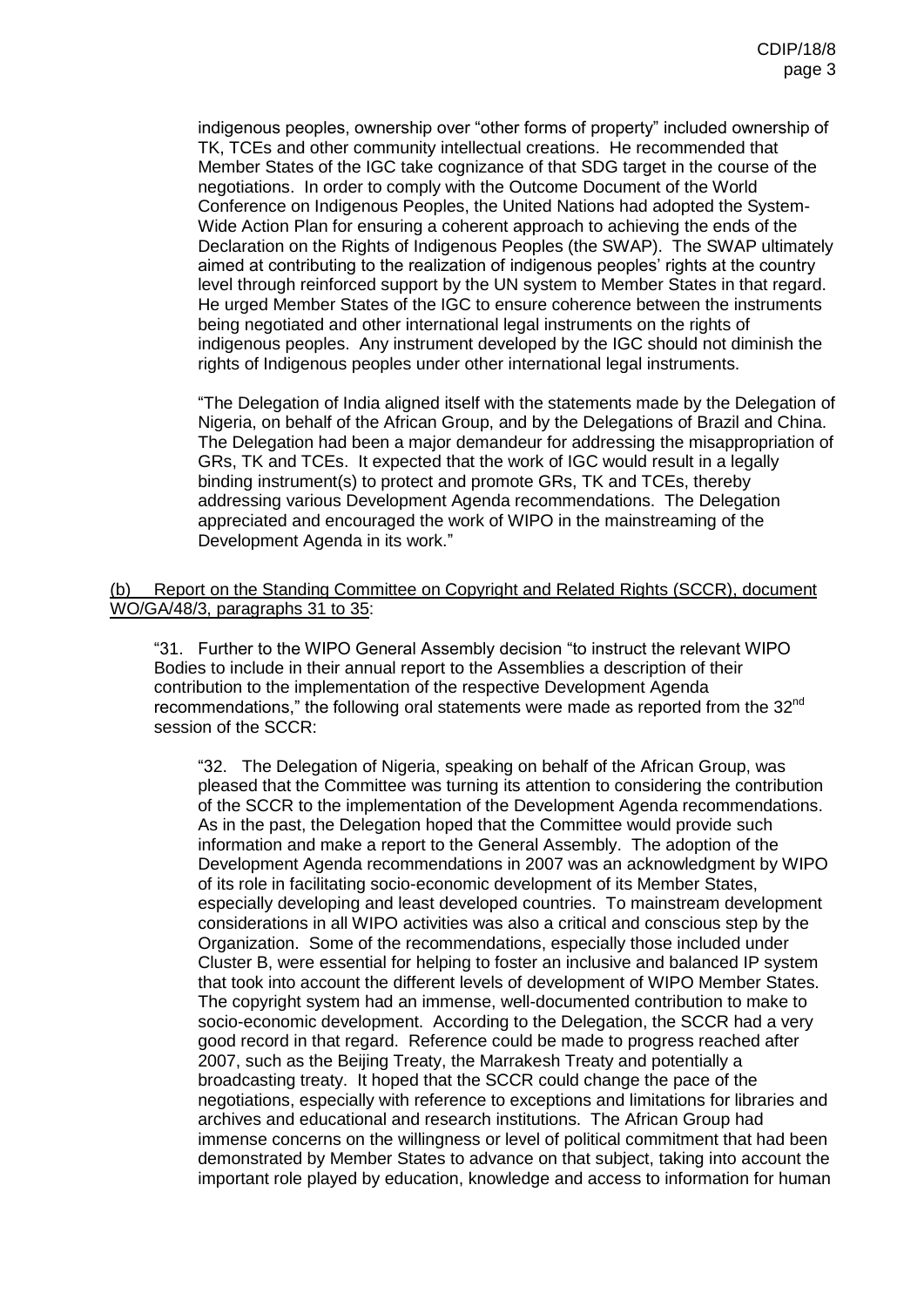indigenous peoples, ownership over "other forms of property" included ownership of TK, TCEs and other community intellectual creations. He recommended that Member States of the IGC take cognizance of that SDG target in the course of the negotiations. In order to comply with the Outcome Document of the World Conference on Indigenous Peoples, the United Nations had adopted the System-Wide Action Plan for ensuring a coherent approach to achieving the ends of the Declaration on the Rights of Indigenous Peoples (the SWAP). The SWAP ultimately aimed at contributing to the realization of indigenous peoples' rights at the country level through reinforced support by the UN system to Member States in that regard. He urged Member States of the IGC to ensure coherence between the instruments being negotiated and other international legal instruments on the rights of indigenous peoples. Any instrument developed by the IGC should not diminish the rights of Indigenous peoples under other international legal instruments.

"The Delegation of India aligned itself with the statements made by the Delegation of Nigeria, on behalf of the African Group, and by the Delegations of Brazil and China. The Delegation had been a major demandeur for addressing the misappropriation of GRs, TK and TCEs. It expected that the work of IGC would result in a legally binding instrument(s) to protect and promote GRs, TK and TCEs, thereby addressing various Development Agenda recommendations. The Delegation appreciated and encouraged the work of WIPO in the mainstreaming of the Development Agenda in its work."

(b) Report on the Standing Committee on Copyright and Related Rights (SCCR), document WO/GA/48/3, paragraphs 31 to 35:

"31. Further to the WIPO General Assembly decision "to instruct the relevant WIPO Bodies to include in their annual report to the Assemblies a description of their contribution to the implementation of the respective Development Agenda recommendations," the following oral statements were made as reported from the 32nd session of the SCCR:

"32. The Delegation of Nigeria, speaking on behalf of the African Group, was pleased that the Committee was turning its attention to considering the contribution of the SCCR to the implementation of the Development Agenda recommendations. As in the past, the Delegation hoped that the Committee would provide such information and make a report to the General Assembly. The adoption of the Development Agenda recommendations in 2007 was an acknowledgment by WIPO of its role in facilitating socio-economic development of its Member States, especially developing and least developed countries. To mainstream development considerations in all WIPO activities was also a critical and conscious step by the Organization. Some of the recommendations, especially those included under Cluster B, were essential for helping to foster an inclusive and balanced IP system that took into account the different levels of development of WIPO Member States. The copyright system had an immense, well-documented contribution to make to socio-economic development. According to the Delegation, the SCCR had a very good record in that regard. Reference could be made to progress reached after 2007, such as the Beijing Treaty, the Marrakesh Treaty and potentially a broadcasting treaty. It hoped that the SCCR could change the pace of the negotiations, especially with reference to exceptions and limitations for libraries and archives and educational and research institutions. The African Group had immense concerns on the willingness or level of political commitment that had been demonstrated by Member States to advance on that subject, taking into account the important role played by education, knowledge and access to information for human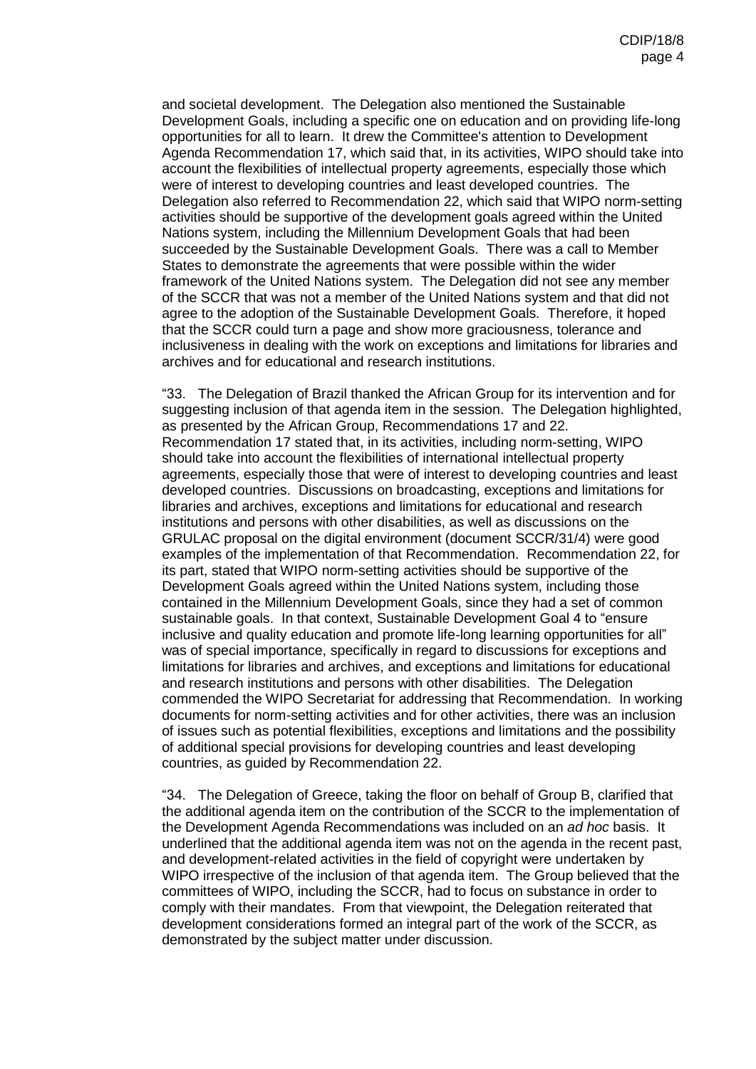and societal development. The Delegation also mentioned the Sustainable Development Goals, including a specific one on education and on providing life-long opportunities for all to learn. It drew the Committee's attention to Development Agenda Recommendation 17, which said that, in its activities, WIPO should take into account the flexibilities of intellectual property agreements, especially those which were of interest to developing countries and least developed countries. The Delegation also referred to Recommendation 22, which said that WIPO norm-setting activities should be supportive of the development goals agreed within the United Nations system, including the Millennium Development Goals that had been succeeded by the Sustainable Development Goals. There was a call to Member States to demonstrate the agreements that were possible within the wider framework of the United Nations system. The Delegation did not see any member of the SCCR that was not a member of the United Nations system and that did not agree to the adoption of the Sustainable Development Goals. Therefore, it hoped that the SCCR could turn a page and show more graciousness, tolerance and inclusiveness in dealing with the work on exceptions and limitations for libraries and archives and for educational and research institutions.

"33. The Delegation of Brazil thanked the African Group for its intervention and for suggesting inclusion of that agenda item in the session. The Delegation highlighted, as presented by the African Group, Recommendations 17 and 22. Recommendation 17 stated that, in its activities, including norm-setting, WIPO should take into account the flexibilities of international intellectual property agreements, especially those that were of interest to developing countries and least developed countries. Discussions on broadcasting, exceptions and limitations for libraries and archives, exceptions and limitations for educational and research institutions and persons with other disabilities, as well as discussions on the GRULAC proposal on the digital environment (document SCCR/31/4) were good examples of the implementation of that Recommendation. Recommendation 22, for its part, stated that WIPO norm-setting activities should be supportive of the Development Goals agreed within the United Nations system, including those contained in the Millennium Development Goals, since they had a set of common sustainable goals. In that context, Sustainable Development Goal 4 to "ensure inclusive and quality education and promote life-long learning opportunities for all" was of special importance, specifically in regard to discussions for exceptions and limitations for libraries and archives, and exceptions and limitations for educational and research institutions and persons with other disabilities. The Delegation commended the WIPO Secretariat for addressing that Recommendation. In working documents for norm-setting activities and for other activities, there was an inclusion of issues such as potential flexibilities, exceptions and limitations and the possibility of additional special provisions for developing countries and least developing countries, as guided by Recommendation 22.

"34. The Delegation of Greece, taking the floor on behalf of Group B, clarified that the additional agenda item on the contribution of the SCCR to the implementation of the Development Agenda Recommendations was included on an *ad hoc* basis. It underlined that the additional agenda item was not on the agenda in the recent past, and development-related activities in the field of copyright were undertaken by WIPO irrespective of the inclusion of that agenda item. The Group believed that the committees of WIPO, including the SCCR, had to focus on substance in order to comply with their mandates. From that viewpoint, the Delegation reiterated that development considerations formed an integral part of the work of the SCCR, as demonstrated by the subject matter under discussion.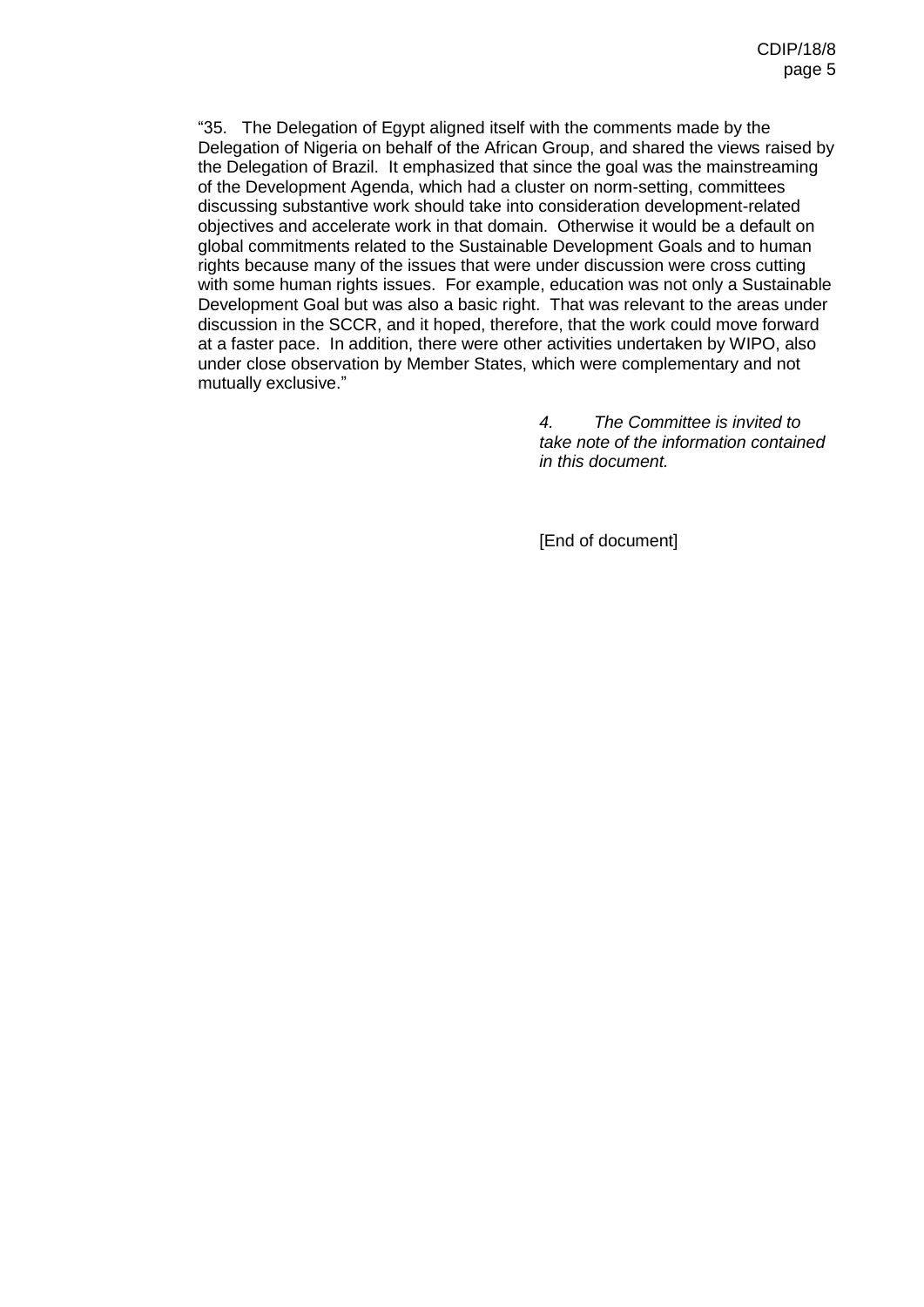"35. The Delegation of Egypt aligned itself with the comments made by the Delegation of Nigeria on behalf of the African Group, and shared the views raised by the Delegation of Brazil. It emphasized that since the goal was the mainstreaming of the Development Agenda, which had a cluster on norm-setting, committees discussing substantive work should take into consideration development-related objectives and accelerate work in that domain. Otherwise it would be a default on global commitments related to the Sustainable Development Goals and to human rights because many of the issues that were under discussion were cross cutting with some human rights issues. For example, education was not only a Sustainable Development Goal but was also a basic right. That was relevant to the areas under discussion in the SCCR, and it hoped, therefore, that the work could move forward at a faster pace. In addition, there were other activities undertaken by WIPO, also under close observation by Member States, which were complementary and not mutually exclusive."

*4. The Committee is invited to take note of the information contained in this document.*

[End of document]